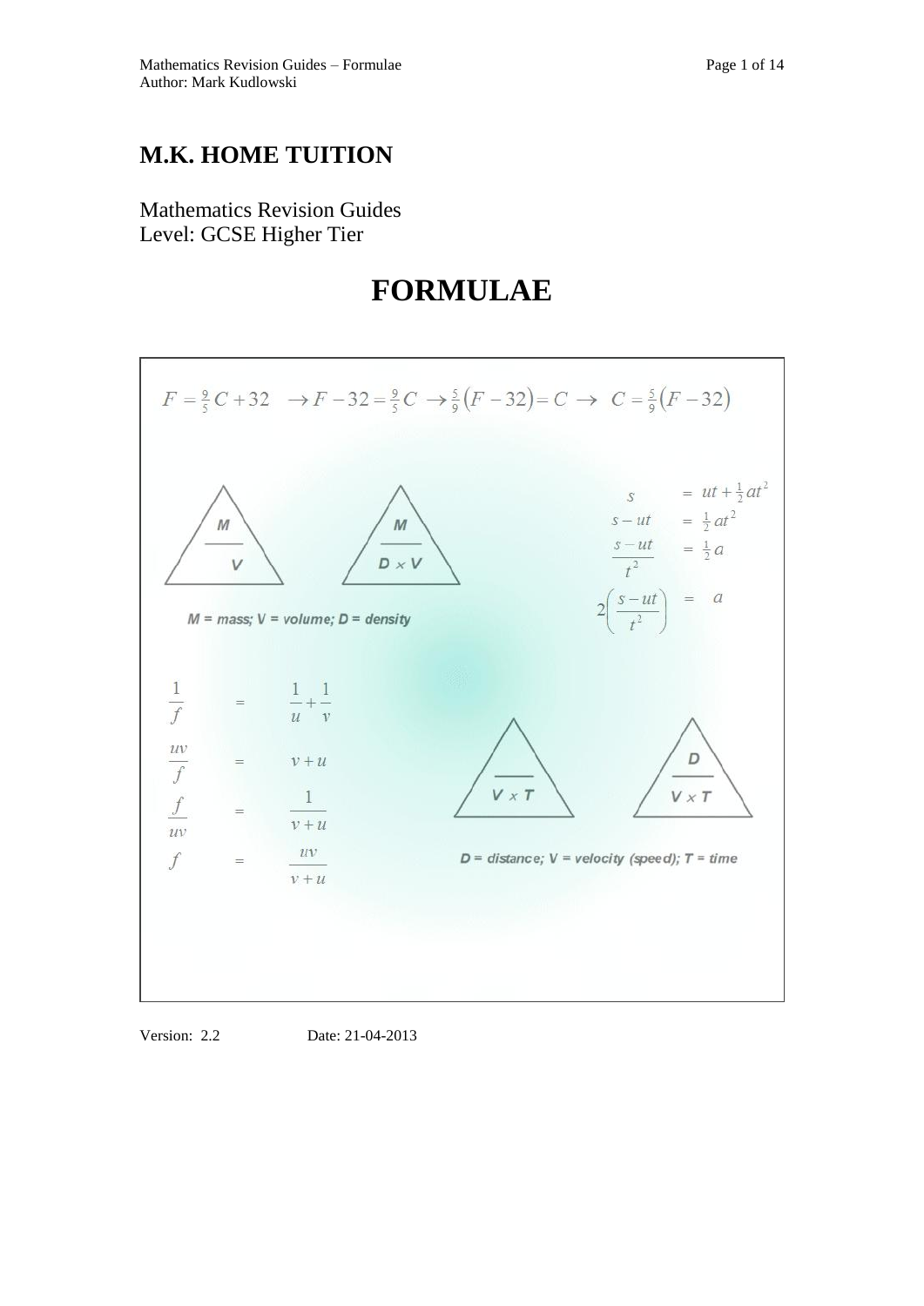# M.K. HOME TUITION

Mathematics Revision Guides
Level: GCSE Higher Tier

# FORMULAE

$$F = \tfrac{9}{5}C + 32 \quad \rightarrow F - 32 = \tfrac{9}{5}C \rightarrow \tfrac{5}{9}(F - 32) = C \rightarrow \quad C = \tfrac{5}{9}(F - 32)$$

M / V

M / D × V

*M = mass; V = volume; D = density*

$$s = ut + \tfrac{1}{2}at^2$$
$$s - ut = \tfrac{1}{2}at^2$$
$$\frac{s - ut}{t^2} = \tfrac{1}{2}a$$
$$2\left(\frac{s - ut}{t^2}\right) = a$$

$$\frac{1}{f} = \frac{1}{u} + \frac{1}{v}$$
$$\frac{uv}{f} = v + u$$
$$\frac{f}{uv} = \frac{1}{v + u}$$
$$f = \frac{uv}{v + u}$$

V × T

D / V × T

*D = distance; V = velocity (speed); T = time*

Version: 2.2 Date: 21-04-2013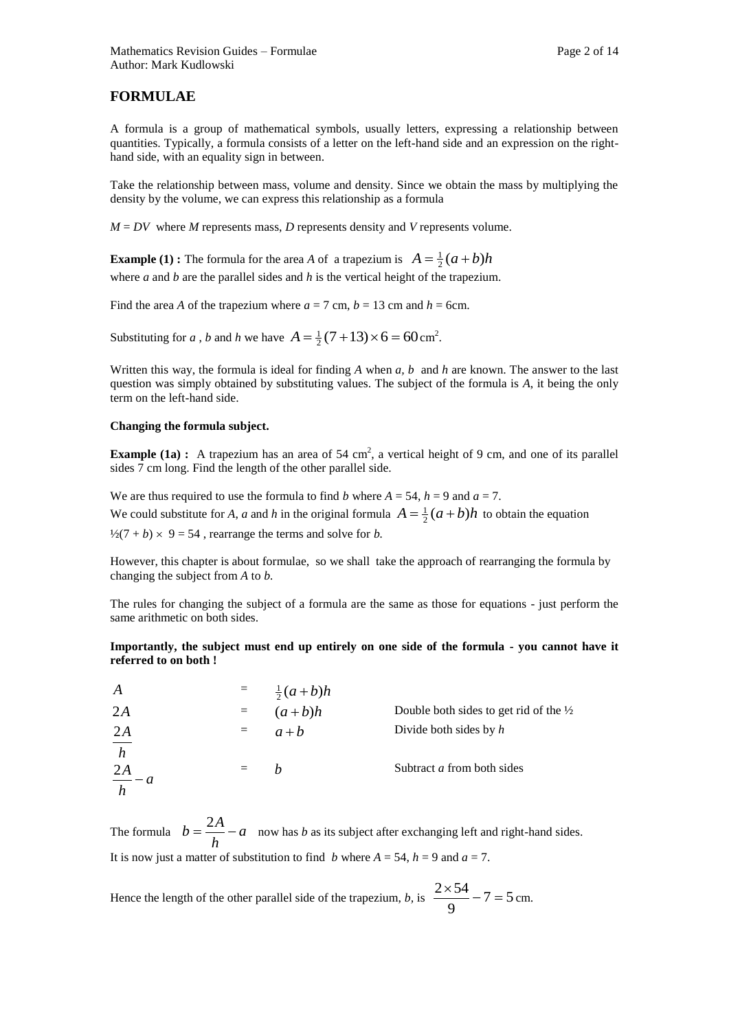## FORMULAE

A formula is a group of mathematical symbols, usually letters, expressing a relationship between quantities. Typically, a formula consists of a letter on the left-hand side and an expression on the right-hand side, with an equality sign in between.

Take the relationship between mass, volume and density. Since we obtain the mass by multiplying the density by the volume, we can express this relationship as a formula

$M = DV$ where $M$ represents mass, $D$ represents density and $V$ represents volume.

**Example (1) :** The formula for the area $A$ of a trapezium is $A = \frac{1}{2}(a+b)h$ where $a$ and $b$ are the parallel sides and $h$ is the vertical height of the trapezium.

Find the area $A$ of the trapezium where $a = 7$ cm, $b = 13$ cm and $h = 6$cm.

Substituting for $a$ , $b$ and $h$ we have $A = \frac{1}{2}(7+13)\times 6 = 60\,\text{cm}^2$.

Written this way, the formula is ideal for finding $A$ when $a$, $b$ and $h$ are known. The answer to the last question was simply obtained by substituting values. The subject of the formula is $A$, it being the only term on the left-hand side.

**Changing the formula subject.**

**Example (1a) :** A trapezium has an area of 54 cm$^2$, a vertical height of 9 cm, and one of its parallel sides 7 cm long. Find the length of the other parallel side.

We are thus required to use the formula to find $b$ where $A = 54$, $h = 9$ and $a = 7$.
We could substitute for $A$, $a$ and $h$ in the original formula $A = \frac{1}{2}(a+b)h$ to obtain the equation $\frac{1}{2}(7 + b) \times 9 = 54$ , rearrange the terms and solve for $b$.

However, this chapter is about formulae, so we shall take the approach of rearranging the formula by changing the subject from $A$ to $b$.

The rules for changing the subject of a formula are the same as those for equations - just perform the same arithmetic on both sides.

**Importantly, the subject must end up entirely on one side of the formula - you cannot have it referred to on both !**

| | | | |
|---|---|---|---|
| $A$ | = | $\frac{1}{2}(a+b)h$ | |
| $2A$ | = | $(a+b)h$ | Double both sides to get rid of the ½ |
| $\dfrac{2A}{h}$ | = | $a+b$ | Divide both sides by $h$ |
| $\dfrac{2A}{h} - a$ | = | $b$ | Subtract $a$ from both sides |

The formula $b = \dfrac{2A}{h} - a$ now has $b$ as its subject after exchanging left and right-hand sides.
It is now just a matter of substitution to find $b$ where $A = 54$, $h = 9$ and $a = 7$.

Hence the length of the other parallel side of the trapezium, $b$, is $\dfrac{2\times 54}{9} - 7 = 5\,\text{cm}$.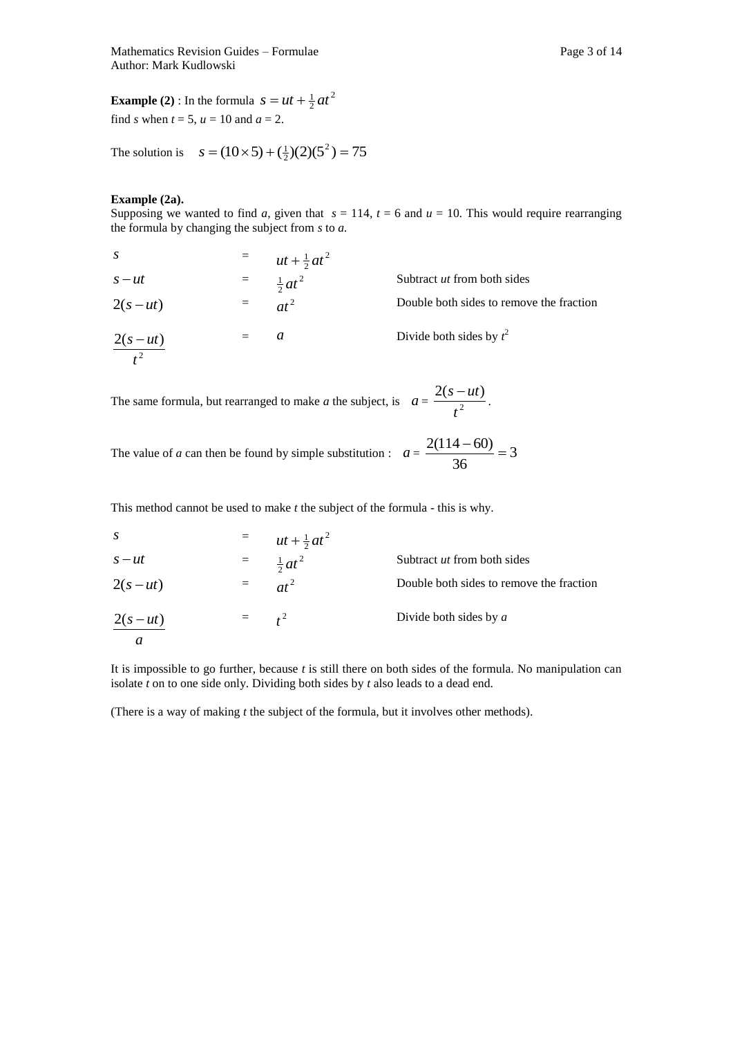**Example (2)** : In the formula $s = ut + \frac{1}{2}at^2$
find $s$ when $t = 5$, $u = 10$ and $a = 2$.

The solution is $s = (10 \times 5) + (\frac{1}{2})(2)(5^2) = 75$

**Example (2a).**
Supposing we wanted to find $a$, given that $s = 114$, $t = 6$ and $u = 10$. This would require rearranging the formula by changing the subject from $s$ to $a$.

| | | | |
|---|---|---|---|
| $s$ | = | $ut + \frac{1}{2}at^2$ | |
| $s - ut$ | = | $\frac{1}{2}at^2$ | Subtract $ut$ from both sides |
| $2(s - ut)$ | = | $at^2$ | Double both sides to remove the fraction |
| $\dfrac{2(s - ut)}{t^2}$ | = | $a$ | Divide both sides by $t^2$ |

The same formula, but rearranged to make $a$ the subject, is $a = \dfrac{2(s - ut)}{t^2}$.

The value of $a$ can then be found by simple substitution : $a = \dfrac{2(114 - 60)}{36} = 3$

This method cannot be used to make $t$ the subject of the formula - this is why.

| | | | |
|---|---|---|---|
| $s$ | = | $ut + \frac{1}{2}at^2$ | |
| $s - ut$ | = | $\frac{1}{2}at^2$ | Subtract $ut$ from both sides |
| $2(s - ut)$ | = | $at^2$ | Double both sides to remove the fraction |
| $\dfrac{2(s - ut)}{a}$ | = | $t^2$ | Divide both sides by $a$ |

It is impossible to go further, because $t$ is still there on both sides of the formula. No manipulation can isolate $t$ on to one side only. Dividing both sides by $t$ also leads to a dead end.

(There is a way of making $t$ the subject of the formula, but it involves other methods).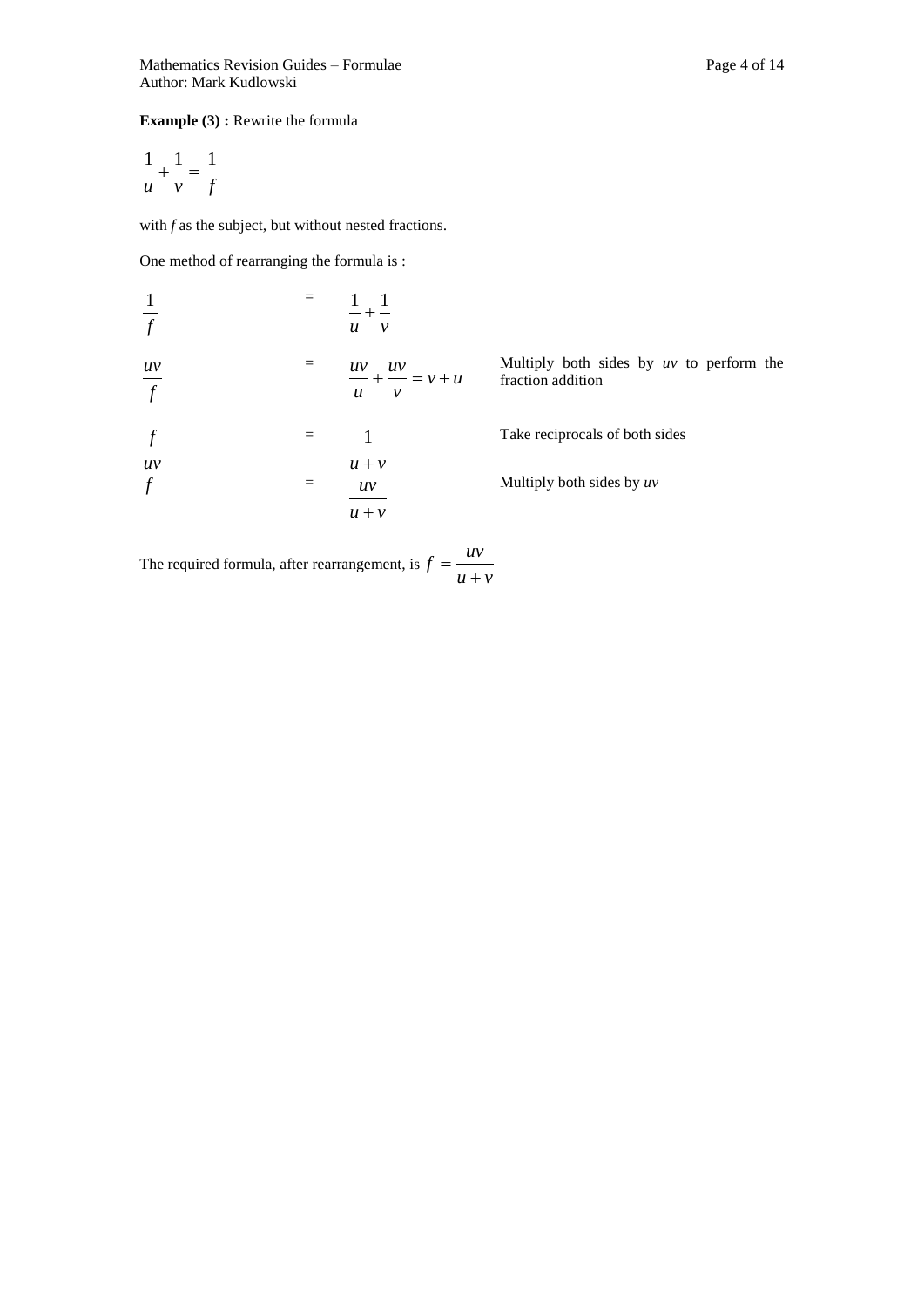**Example (3) :** Rewrite the formula

$$\frac{1}{u}+\frac{1}{v}=\frac{1}{f}$$

with *f* as the subject, but without nested fractions.

One method of rearranging the formula is :

| | | | |
|---|---|---|---|
| $\frac{1}{f}$ | = | $\frac{1}{u}+\frac{1}{v}$ | |
| $\frac{uv}{f}$ | = | $\frac{uv}{u}+\frac{uv}{v}=v+u$ | Multiply both sides by *uv* to perform the fraction addition |
| $\frac{f}{uv}$ | = | $\frac{1}{u+v}$ | Take reciprocals of both sides |
| $f$ | = | $\frac{uv}{u+v}$ | Multiply both sides by *uv* |

The required formula, after rearrangement, is $f=\frac{uv}{u+v}$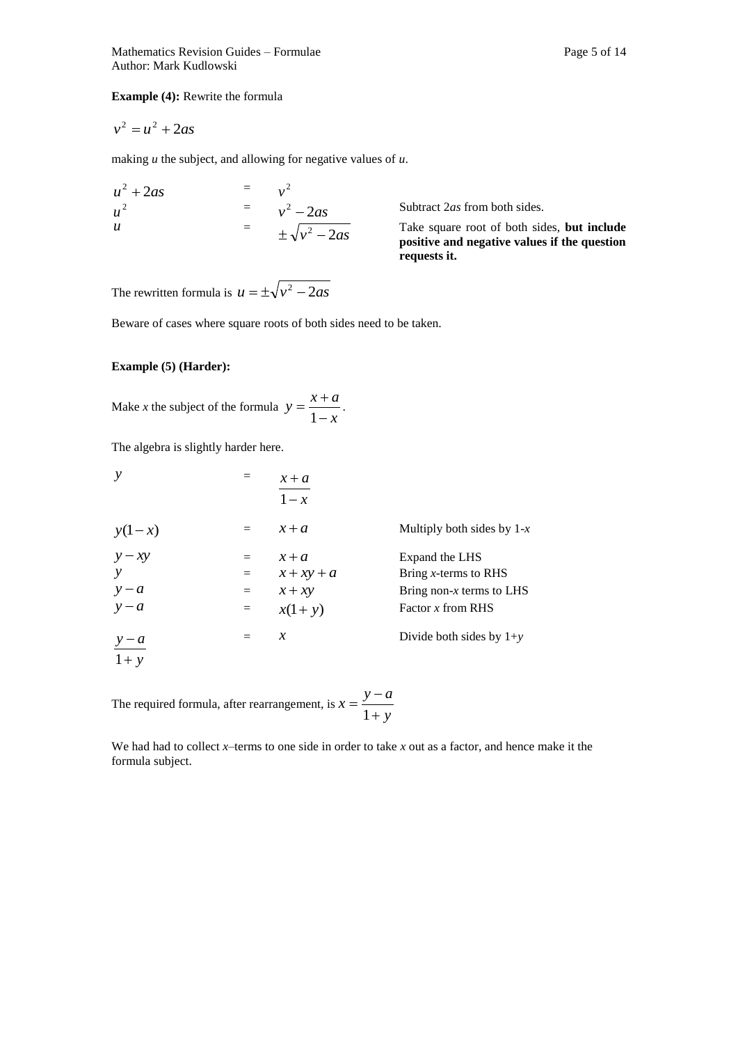**Example (4):** Rewrite the formula

$$v^2 = u^2 + 2as$$

making $u$ the subject, and allowing for negative values of $u$.

| | | | |
|---|---|---|---|
| $u^2 + 2as$ | = | $v^2$ | |
| $u^2$ | = | $v^2 - 2as$ | Subtract $2as$ from both sides. |
| $u$ | = | $\pm\sqrt{v^2 - 2as}$ | Take square root of both sides, **but include positive and negative values if the question requests it.** |

The rewritten formula is $u = \pm\sqrt{v^2 - 2as}$

Beware of cases where square roots of both sides need to be taken.

**Example (5) (Harder):**

Make $x$ the subject of the formula $y = \dfrac{x + a}{1 - x}$.

The algebra is slightly harder here.

| | | | |
|---|---|---|---|
| $y$ | = | $\dfrac{x + a}{1 - x}$ | |
| $y(1 - x)$ | = | $x + a$ | Multiply both sides by $1-x$ |
| $y - xy$ | = | $x + a$ | Expand the LHS |
| $y$ | = | $x + xy + a$ | Bring $x$-terms to RHS |
| $y - a$ | = | $x + xy$ | Bring non-$x$ terms to LHS |
| $y - a$ | = | $x(1 + y)$ | Factor $x$ from RHS |
| $\dfrac{y - a}{1 + y}$ | = | $x$ | Divide both sides by $1+y$ |

The required formula, after rearrangement, is $x = \dfrac{y - a}{1 + y}$

We had had to collect $x$–terms to one side in order to take $x$ out as a factor, and hence make it the formula subject.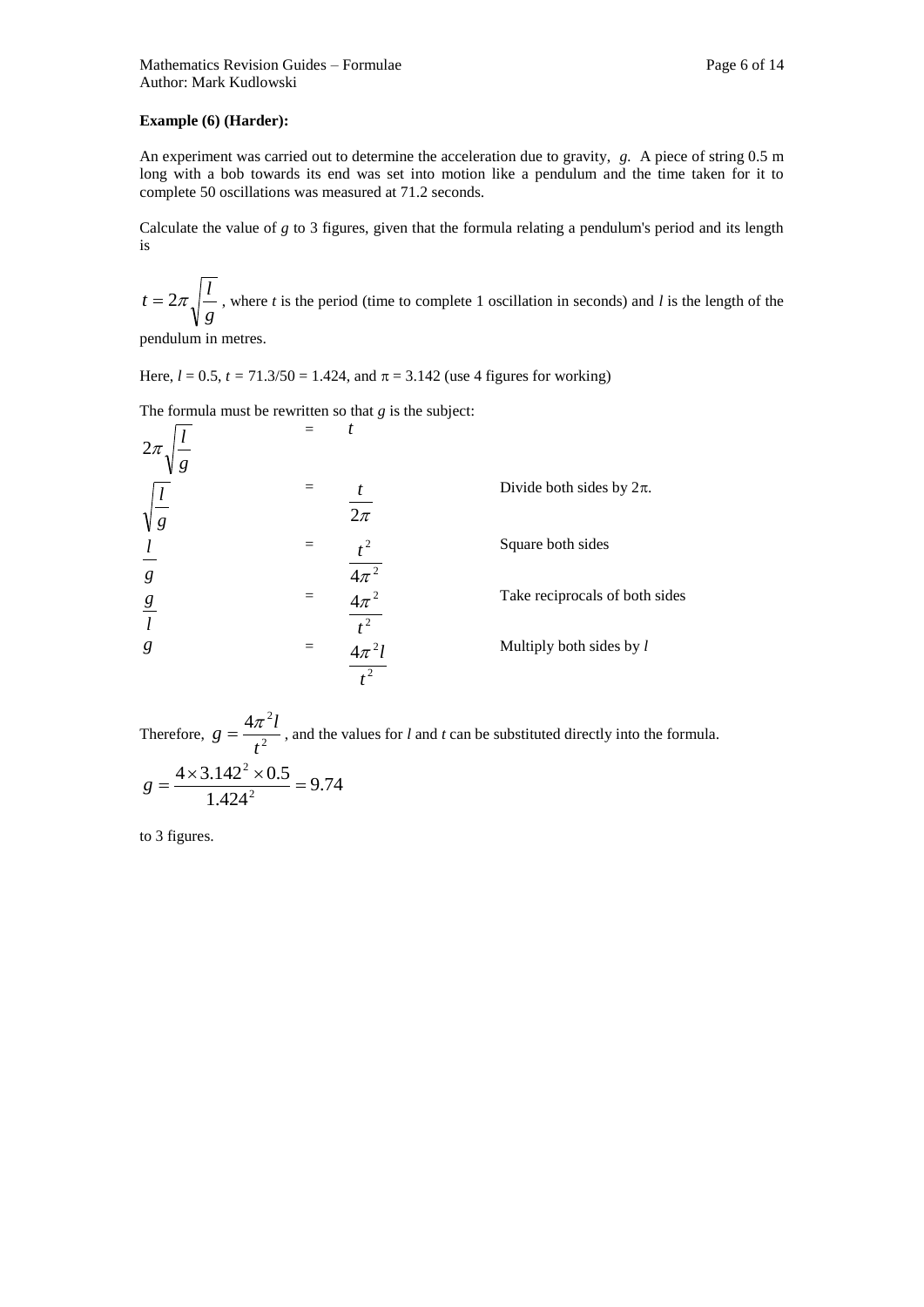**Example (6) (Harder):**

An experiment was carried out to determine the acceleration due to gravity, $g$. A piece of string 0.5 m long with a bob towards its end was set into motion like a pendulum and the time taken for it to complete 50 oscillations was measured at 71.2 seconds.

Calculate the value of $g$ to 3 figures, given that the formula relating a pendulum's period and its length is

$t = 2\pi\sqrt{\dfrac{l}{g}}$ , where $t$ is the period (time to complete 1 oscillation in seconds) and $l$ is the length of the pendulum in metres.

Here, $l = 0.5$, $t = 71.3/50 = 1.424$, and $\pi = 3.142$ (use 4 figures for working)

The formula must be rewritten so that $g$ is the subject:

| | | | |
|---|---|---|---|
| $2\pi\sqrt{\dfrac{l}{g}}$ | = | $t$ | |
| $\sqrt{\dfrac{l}{g}}$ | = | $\dfrac{t}{2\pi}$ | Divide both sides by $2\pi$. |
| $\dfrac{l}{g}$ | = | $\dfrac{t^2}{4\pi^2}$ | Square both sides |
| $\dfrac{g}{l}$ | = | $\dfrac{4\pi^2}{t^2}$ | Take reciprocals of both sides |
| $g$ | = | $\dfrac{4\pi^2 l}{t^2}$ | Multiply both sides by $l$ |

Therefore, $g = \dfrac{4\pi^2 l}{t^2}$ , and the values for $l$ and $t$ can be substituted directly into the formula.

$$g = \frac{4 \times 3.142^2 \times 0.5}{1.424^2} = 9.74$$

to 3 figures.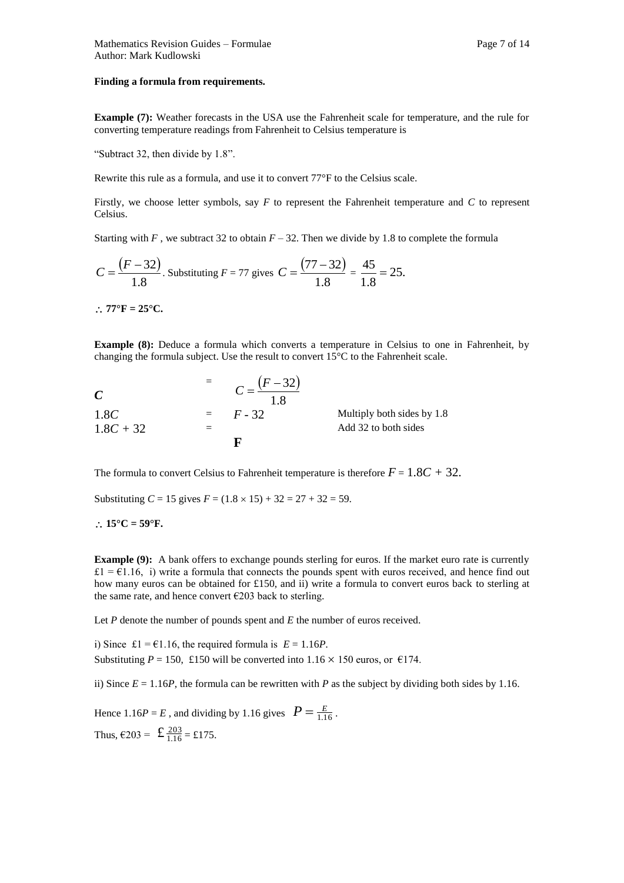**Finding a formula from requirements.**

**Example (7):** Weather forecasts in the USA use the Fahrenheit scale for temperature, and the rule for converting temperature readings from Fahrenheit to Celsius temperature is

"Subtract 32, then divide by 1.8".

Rewrite this rule as a formula, and use it to convert 77°F to the Celsius scale.

Firstly, we choose letter symbols, say $F$ to represent the Fahrenheit temperature and $C$ to represent Celsius.

Starting with $F$, we subtract 32 to obtain $F - 32$. Then we divide by 1.8 to complete the formula

$C = \frac{(F-32)}{1.8}$. Substituting $F = 77$ gives $C = \frac{(77-32)}{1.8} = \frac{45}{1.8} = 25.$

$\therefore$ **77°F = 25°C.**

**Example (8):** Deduce a formula which converts a temperature in Celsius to one in Fahrenheit, by changing the formula subject. Use the result to convert 15°C to the Fahrenheit scale.

| | | | |
|---|---|---|---|
| $C$ | = | $C = \frac{(F-32)}{1.8}$ | |
| $1.8C$ | = | $F - 32$ | Multiply both sides by 1.8 |
| $1.8C + 32$ | = | | Add 32 to both sides |
| | | **F** | |

The formula to convert Celsius to Fahrenheit temperature is therefore $F = 1.8C + 32.$

Substituting $C = 15$ gives $F = (1.8 \times 15) + 32 = 27 + 32 = 59.$

$\therefore$ **15°C = 59°F.**

**Example (9):** A bank offers to exchange pounds sterling for euros. If the market euro rate is currently £1 = €1.16, i) write a formula that connects the pounds spent with euros received, and hence find out how many euros can be obtained for £150, and ii) write a formula to convert euros back to sterling at the same rate, and hence convert €203 back to sterling.

Let $P$ denote the number of pounds spent and $E$ the number of euros received.

i) Since £1 = €1.16, the required formula is $E = 1.16P$.
Substituting $P = 150$, £150 will be converted into $1.16 \times 150$ euros, or €174.

ii) Since $E = 1.16P$, the formula can be rewritten with $P$ as the subject by dividing both sides by 1.16.

Hence $1.16P = E$, and dividing by 1.16 gives $P = \frac{E}{1.16}$.
Thus, €203 = £$\frac{203}{1.16}$ = £175.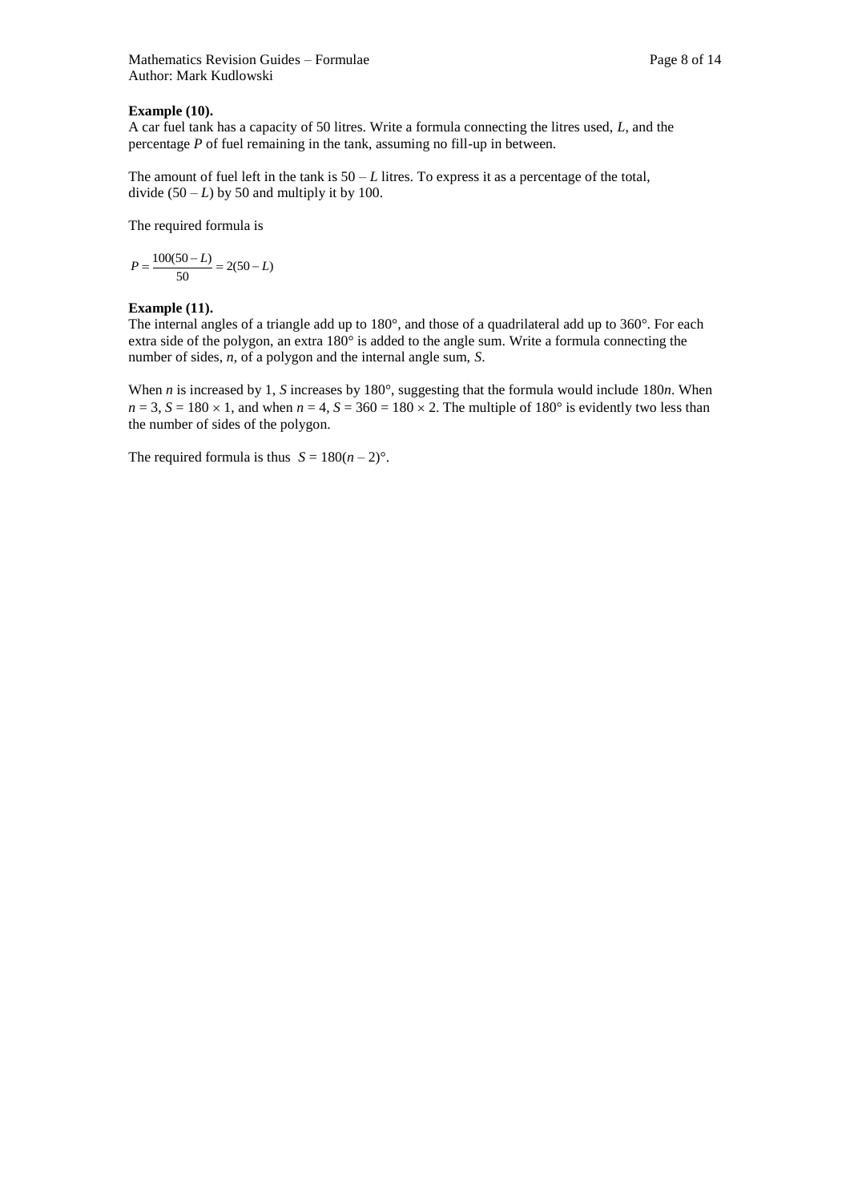**Example (10).**
A car fuel tank has a capacity of 50 litres. Write a formula connecting the litres used, $L$, and the percentage $P$ of fuel remaining in the tank, assuming no fill-up in between.

The amount of fuel left in the tank is $50 - L$ litres. To express it as a percentage of the total, divide $(50 - L)$ by 50 and multiply it by 100.

The required formula is

$$P = \frac{100(50 - L)}{50} = 2(50 - L)$$

**Example (11).**
The internal angles of a triangle add up to 180°, and those of a quadrilateral add up to 360°. For each extra side of the polygon, an extra 180° is added to the angle sum. Write a formula connecting the number of sides, $n$, of a polygon and the internal angle sum, $S$.

When $n$ is increased by 1, $S$ increases by 180°, suggesting that the formula would include $180n$. When $n = 3$, $S = 180 \times 1$, and when $n = 4$, $S = 360 = 180 \times 2$. The multiple of 180° is evidently two less than the number of sides of the polygon.

The required formula is thus $S = 180(n - 2)°$.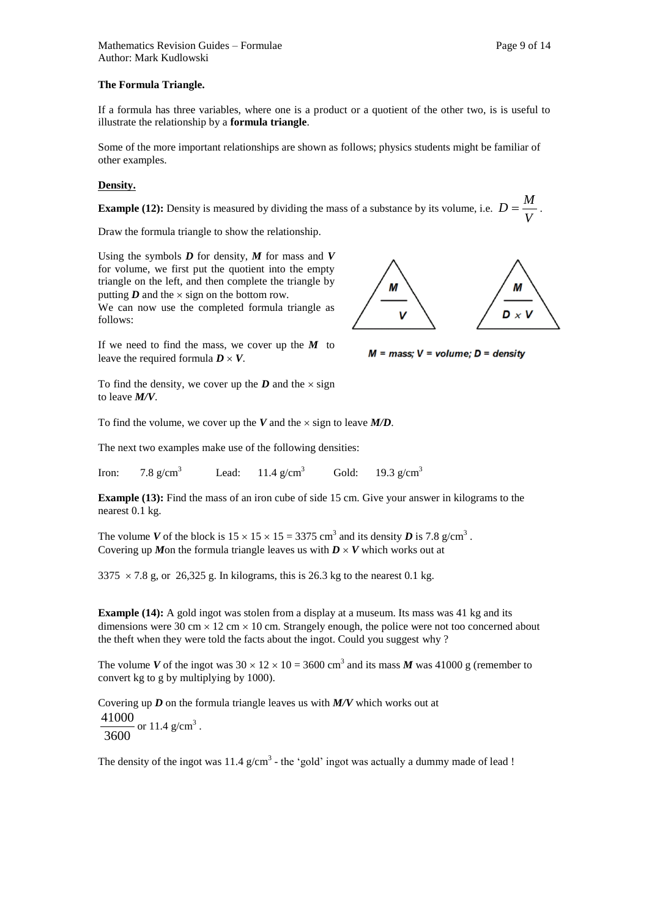### The Formula Triangle.

If a formula has three variables, where one is a product or a quotient of the other two, is is useful to illustrate the relationship by a **formula triangle**.

Some of the more important relationships are shown as follows; physics students might be familiar of other examples.

**Density.**

**Example (12):** Density is measured by dividing the mass of a substance by its volume, i.e. $D = \frac{M}{V}$.

Draw the formula triangle to show the relationship.

Using the symbols ***D*** for density, ***M*** for mass and ***V*** for volume, we first put the quotient into the empty triangle on the left, and then complete the triangle by putting ***D*** and the $\times$ sign on the bottom row.
We can now use the completed formula triangle as follows:

*M = mass; V = volume; D = density*

If we need to find the mass, we cover up the ***M*** to leave the required formula $D \times V$.

To find the density, we cover up the ***D*** and the $\times$ sign to leave ***M/V***.

To find the volume, we cover up the ***V*** and the $\times$ sign to leave ***M/D***.

The next two examples make use of the following densities:

Iron: 7.8 g/cm$^3$ Lead: 11.4 g/cm$^3$ Gold: 19.3 g/cm$^3$

**Example (13):** Find the mass of an iron cube of side 15 cm. Give your answer in kilograms to the nearest 0.1 kg.

The volume ***V*** of the block is $15 \times 15 \times 15 = 3375$ cm$^3$ and its density ***D*** is 7.8 g/cm$^3$.
Covering up ***M***on the formula triangle leaves us with $D \times V$ which works out at

$3375 \times 7.8$ g, or 26,325 g. In kilograms, this is 26.3 kg to the nearest 0.1 kg.

**Example (14):** A gold ingot was stolen from a display at a museum. Its mass was 41 kg and its dimensions were 30 cm $\times$ 12 cm $\times$ 10 cm. Strangely enough, the police were not too concerned about the theft when they were told the facts about the ingot. Could you suggest why ?

The volume ***V*** of the ingot was $30 \times 12 \times 10 = 3600$ cm$^3$ and its mass ***M*** was 41000 g (remember to convert kg to g by multiplying by 1000).

Covering up ***D*** on the formula triangle leaves us with ***M/V*** which works out at
$\frac{41000}{3600}$ or 11.4 g/cm$^3$.

The density of the ingot was 11.4 g/cm$^3$ - the 'gold' ingot was actually a dummy made of lead !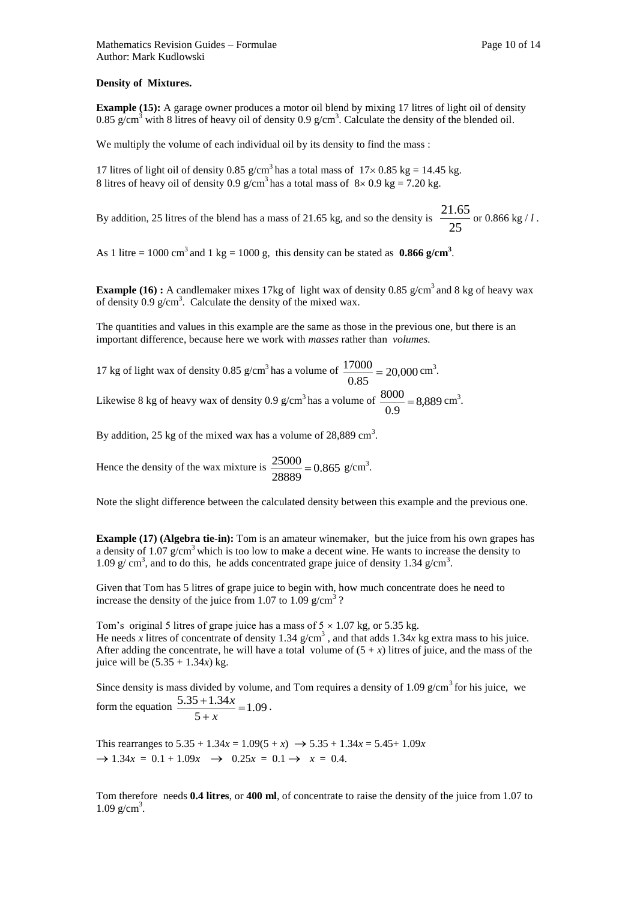**Density of Mixtures.**

**Example (15):** A garage owner produces a motor oil blend by mixing 17 litres of light oil of density 0.85 g/cm$^3$ with 8 litres of heavy oil of density 0.9 g/cm$^3$. Calculate the density of the blended oil.

We multiply the volume of each individual oil by its density to find the mass :

17 litres of light oil of density 0.85 g/cm$^3$ has a total mass of $17 \times 0.85$ kg = 14.45 kg.
8 litres of heavy oil of density 0.9 g/cm$^3$ has a total mass of $8 \times 0.9$ kg = 7.20 kg.

By addition, 25 litres of the blend has a mass of 21.65 kg, and so the density is $\frac{21.65}{25}$ or 0.866 kg / $l$.

As 1 litre = 1000 cm$^3$ and 1 kg = 1000 g, this density can be stated as **0.866 g/cm$^3$**.

**Example (16) :** A candlemaker mixes 17kg of light wax of density 0.85 g/cm$^3$ and 8 kg of heavy wax of density 0.9 g/cm$^3$. Calculate the density of the mixed wax.

The quantities and values in this example are the same as those in the previous one, but there is an important difference, because here we work with *masses* rather than *volumes.*

17 kg of light wax of density 0.85 g/cm$^3$ has a volume of $\frac{17000}{0.85} = 20{,}000$ cm$^3$.

Likewise 8 kg of heavy wax of density 0.9 g/cm$^3$ has a volume of $\frac{8000}{0.9} = 8{,}889$ cm$^3$.

By addition, 25 kg of the mixed wax has a volume of 28,889 cm$^3$.

Hence the density of the wax mixture is $\frac{25000}{28889} = 0.865$ g/cm$^3$.

Note the slight difference between the calculated density between this example and the previous one.

**Example (17) (Algebra tie-in):** Tom is an amateur winemaker, but the juice from his own grapes has a density of 1.07 g/cm$^3$ which is too low to make a decent wine. He wants to increase the density to 1.09 g/ cm$^3$, and to do this, he adds concentrated grape juice of density 1.34 g/cm$^3$.

Given that Tom has 5 litres of grape juice to begin with, how much concentrate does he need to increase the density of the juice from 1.07 to 1.09 g/cm$^3$ ?

Tom's original 5 litres of grape juice has a mass of $5 \times 1.07$ kg, or 5.35 kg.
He needs $x$ litres of concentrate of density 1.34 g/cm$^3$ , and that adds $1.34x$ kg extra mass to his juice. After adding the concentrate, he will have a total volume of $(5 + x)$ litres of juice, and the mass of the juice will be $(5.35 + 1.34x)$ kg.

Since density is mass divided by volume, and Tom requires a density of 1.09 g/cm$^3$ for his juice, we form the equation $\frac{5.35 + 1.34x}{5 + x} = 1.09$.

This rearranges to $5.35 + 1.34x = 1.09(5 + x) \rightarrow 5.35 + 1.34x = 5.45 + 1.09x$
$\rightarrow 1.34x = 0.1 + 1.09x \rightarrow 0.25x = 0.1 \rightarrow x = 0.4$.

Tom therefore needs **0.4 litres**, or **400 ml**, of concentrate to raise the density of the juice from 1.07 to 1.09 g/cm$^3$.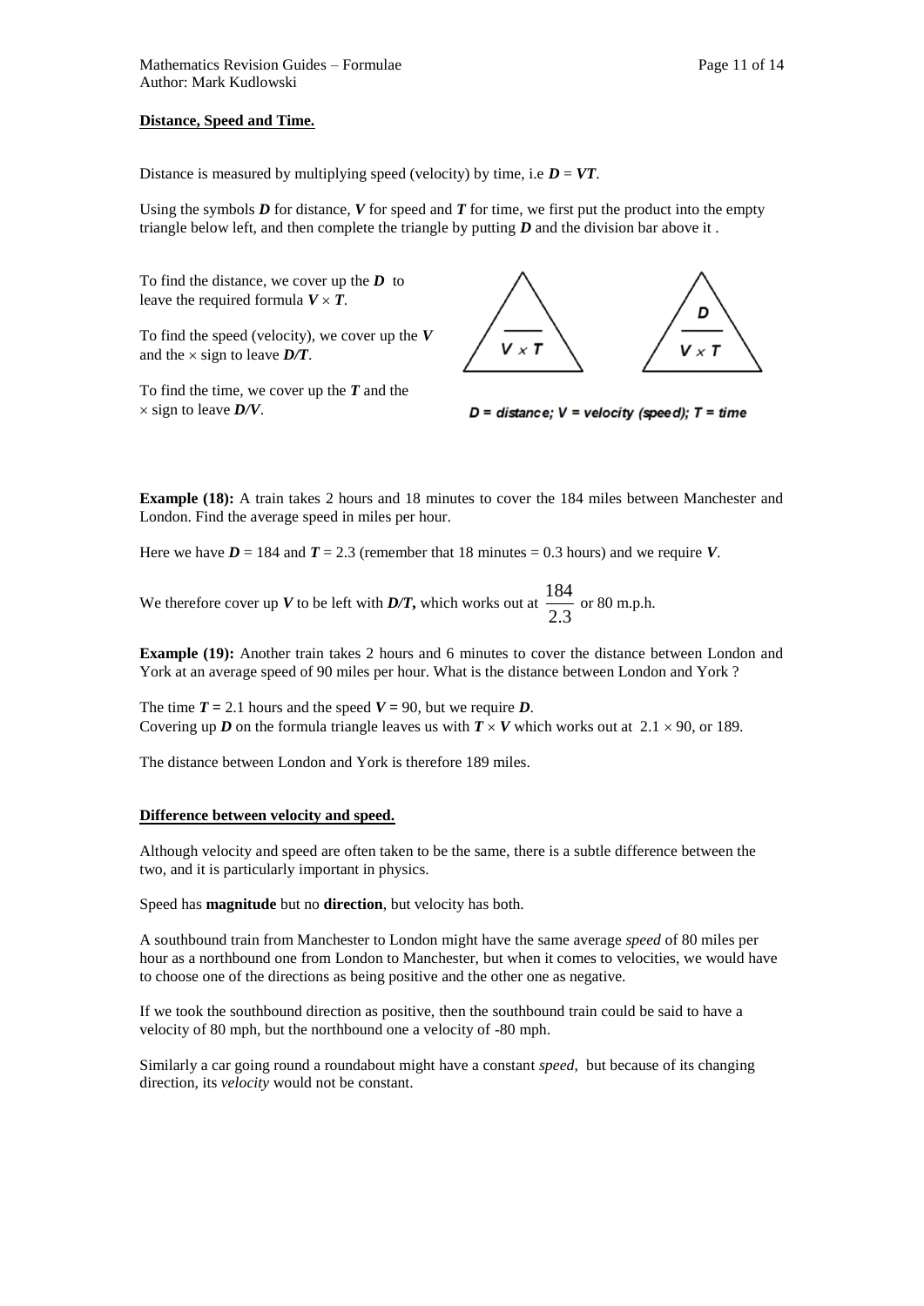**Distance, Speed and Time.**

Distance is measured by multiplying speed (velocity) by time, i.e $D = VT$.

Using the symbols $D$ for distance, $V$ for speed and $T$ for time, we first put the product into the empty triangle below left, and then complete the triangle by putting $D$ and the division bar above it .

To find the distance, we cover up the $D$ to leave the required formula $V \times T$.

To find the speed (velocity), we cover up the $V$ and the $\times$ sign to leave $D/T$.

To find the time, we cover up the $T$ and the $\times$ sign to leave $D/V$.

$D$ = distance; $V$ = velocity (speed); $T$ = time

**Example (18):** A train takes 2 hours and 18 minutes to cover the 184 miles between Manchester and London. Find the average speed in miles per hour.

Here we have $D = 184$ and $T = 2.3$ (remember that 18 minutes = 0.3 hours) and we require $V$.

We therefore cover up $V$ to be left with $D/T$, which works out at $\frac{184}{2.3}$ or 80 m.p.h.

**Example (19):** Another train takes 2 hours and 6 minutes to cover the distance between London and York at an average speed of 90 miles per hour. What is the distance between London and York ?

The time $T = 2.1$ hours and the speed $V = 90$, but we require $D$.
Covering up $D$ on the formula triangle leaves us with $T \times V$ which works out at $2.1 \times 90$, or 189.

The distance between London and York is therefore 189 miles.

**Difference between velocity and speed.**

Although velocity and speed are often taken to be the same, there is a subtle difference between the two, and it is particularly important in physics.

Speed has **magnitude** but no **direction**, but velocity has both.

A southbound train from Manchester to London might have the same average *speed* of 80 miles per hour as a northbound one from London to Manchester, but when it comes to velocities, we would have to choose one of the directions as being positive and the other one as negative.

If we took the southbound direction as positive, then the southbound train could be said to have a velocity of 80 mph, but the northbound one a velocity of -80 mph.

Similarly a car going round a roundabout might have a constant *speed*, but because of its changing direction, its *velocity* would not be constant.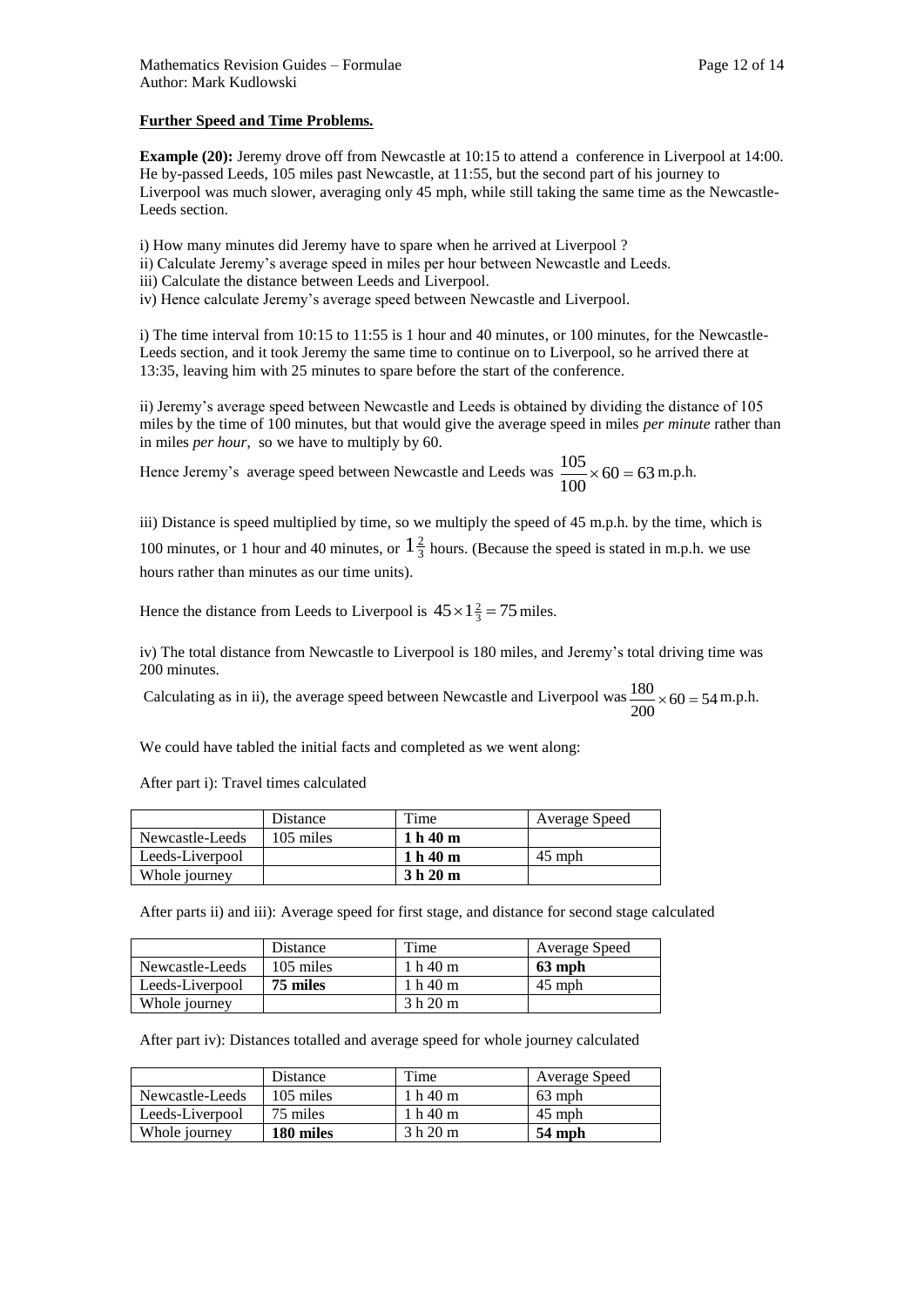**Further Speed and Time Problems.**

**Example (20):** Jeremy drove off from Newcastle at 10:15 to attend a conference in Liverpool at 14:00. He by-passed Leeds, 105 miles past Newcastle, at 11:55, but the second part of his journey to Liverpool was much slower, averaging only 45 mph, while still taking the same time as the Newcastle-Leeds section.

i) How many minutes did Jeremy have to spare when he arrived at Liverpool ?
ii) Calculate Jeremy's average speed in miles per hour between Newcastle and Leeds.
iii) Calculate the distance between Leeds and Liverpool.
iv) Hence calculate Jeremy's average speed between Newcastle and Liverpool.

i) The time interval from 10:15 to 11:55 is 1 hour and 40 minutes, or 100 minutes, for the Newcastle-Leeds section, and it took Jeremy the same time to continue on to Liverpool, so he arrived there at 13:35, leaving him with 25 minutes to spare before the start of the conference.

ii) Jeremy's average speed between Newcastle and Leeds is obtained by dividing the distance of 105 miles by the time of 100 minutes, but that would give the average speed in miles *per minute* rather than in miles *per hour*, so we have to multiply by 60.

Hence Jeremy's average speed between Newcastle and Leeds was $\frac{105}{100} \times 60 = 63$ m.p.h.

iii) Distance is speed multiplied by time, so we multiply the speed of 45 m.p.h. by the time, which is 100 minutes, or 1 hour and 40 minutes, or $1\frac{2}{3}$ hours. (Because the speed is stated in m.p.h. we use hours rather than minutes as our time units).

Hence the distance from Leeds to Liverpool is $45 \times 1\frac{2}{3} = 75$ miles.

iv) The total distance from Newcastle to Liverpool is 180 miles, and Jeremy's total driving time was 200 minutes.

Calculating as in ii), the average speed between Newcastle and Liverpool was $\frac{180}{200} \times 60 = 54$ m.p.h.

We could have tabled the initial facts and completed as we went along:

After part i): Travel times calculated

| | Distance | Time | Average Speed |
|---|---|---|---|
| Newcastle-Leeds | 105 miles | **1 h 40 m** | |
| Leeds-Liverpool | | **1 h 40 m** | 45 mph |
| Whole journey | | **3 h 20 m** | |

After parts ii) and iii): Average speed for first stage, and distance for second stage calculated

| | Distance | Time | Average Speed |
|---|---|---|---|
| Newcastle-Leeds | 105 miles | 1 h 40 m | **63 mph** |
| Leeds-Liverpool | **75 miles** | 1 h 40 m | 45 mph |
| Whole journey | | 3 h 20 m | |

After part iv): Distances totalled and average speed for whole journey calculated

| | Distance | Time | Average Speed |
|---|---|---|---|
| Newcastle-Leeds | 105 miles | 1 h 40 m | 63 mph |
| Leeds-Liverpool | 75 miles | 1 h 40 m | 45 mph |
| Whole journey | **180 miles** | 3 h 20 m | **54 mph** |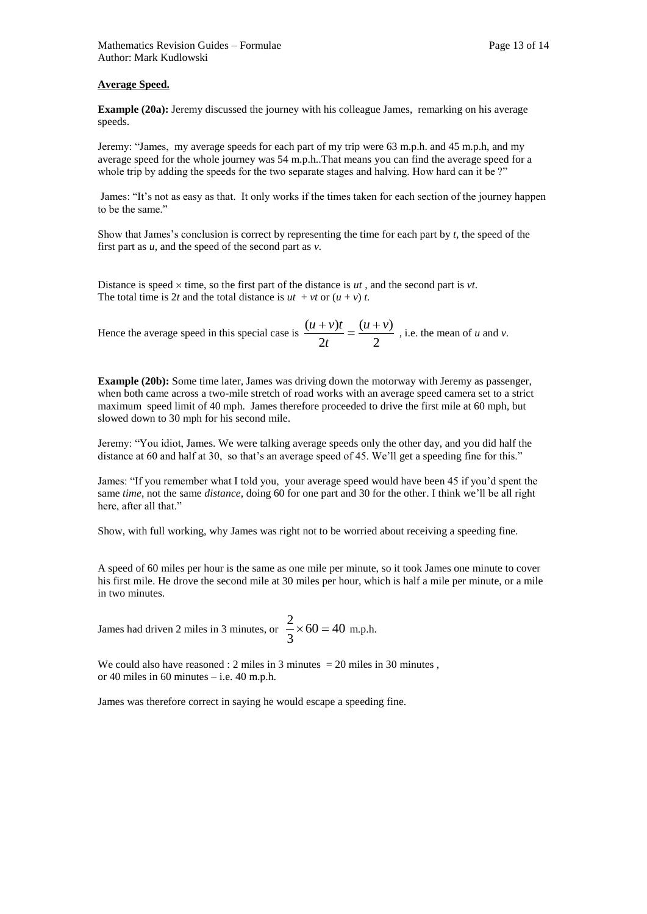**Average Speed.**

**Example (20a):** Jeremy discussed the journey with his colleague James, remarking on his average speeds.

Jeremy: "James, my average speeds for each part of my trip were 63 m.p.h. and 45 m.p.h, and my average speed for the whole journey was 54 m.p.h..That means you can find the average speed for a whole trip by adding the speeds for the two separate stages and halving. How hard can it be ?"

James: "It's not as easy as that. It only works if the times taken for each section of the journey happen to be the same."

Show that James's conclusion is correct by representing the time for each part by $t$, the speed of the first part as $u$, and the speed of the second part as $v$.

Distance is speed $\times$ time, so the first part of the distance is $ut$ , and the second part is $vt$.
The total time is $2t$ and the total distance is $ut + vt$ or $(u + v)\,t$.

Hence the average speed in this special case is $\dfrac{(u+v)t}{2t} = \dfrac{(u+v)}{2}$ , i.e. the mean of $u$ and $v$.

**Example (20b):** Some time later, James was driving down the motorway with Jeremy as passenger, when both came across a two-mile stretch of road works with an average speed camera set to a strict maximum speed limit of 40 mph. James therefore proceeded to drive the first mile at 60 mph, but slowed down to 30 mph for his second mile.

Jeremy: "You idiot, James. We were talking average speeds only the other day, and you did half the distance at 60 and half at 30, so that's an average speed of 45. We'll get a speeding fine for this."

James: "If you remember what I told you, your average speed would have been 45 if you'd spent the same *time*, not the same *distance*, doing 60 for one part and 30 for the other. I think we'll be all right here, after all that."

Show, with full working, why James was right not to be worried about receiving a speeding fine.

A speed of 60 miles per hour is the same as one mile per minute, so it took James one minute to cover his first mile. He drove the second mile at 30 miles per hour, which is half a mile per minute, or a mile in two minutes.

James had driven 2 miles in 3 minutes, or $\dfrac{2}{3} \times 60 = 40$ m.p.h.

We could also have reasoned : 2 miles in 3 minutes = 20 miles in 30 minutes ,
or 40 miles in 60 minutes – i.e. 40 m.p.h.

James was therefore correct in saying he would escape a speeding fine.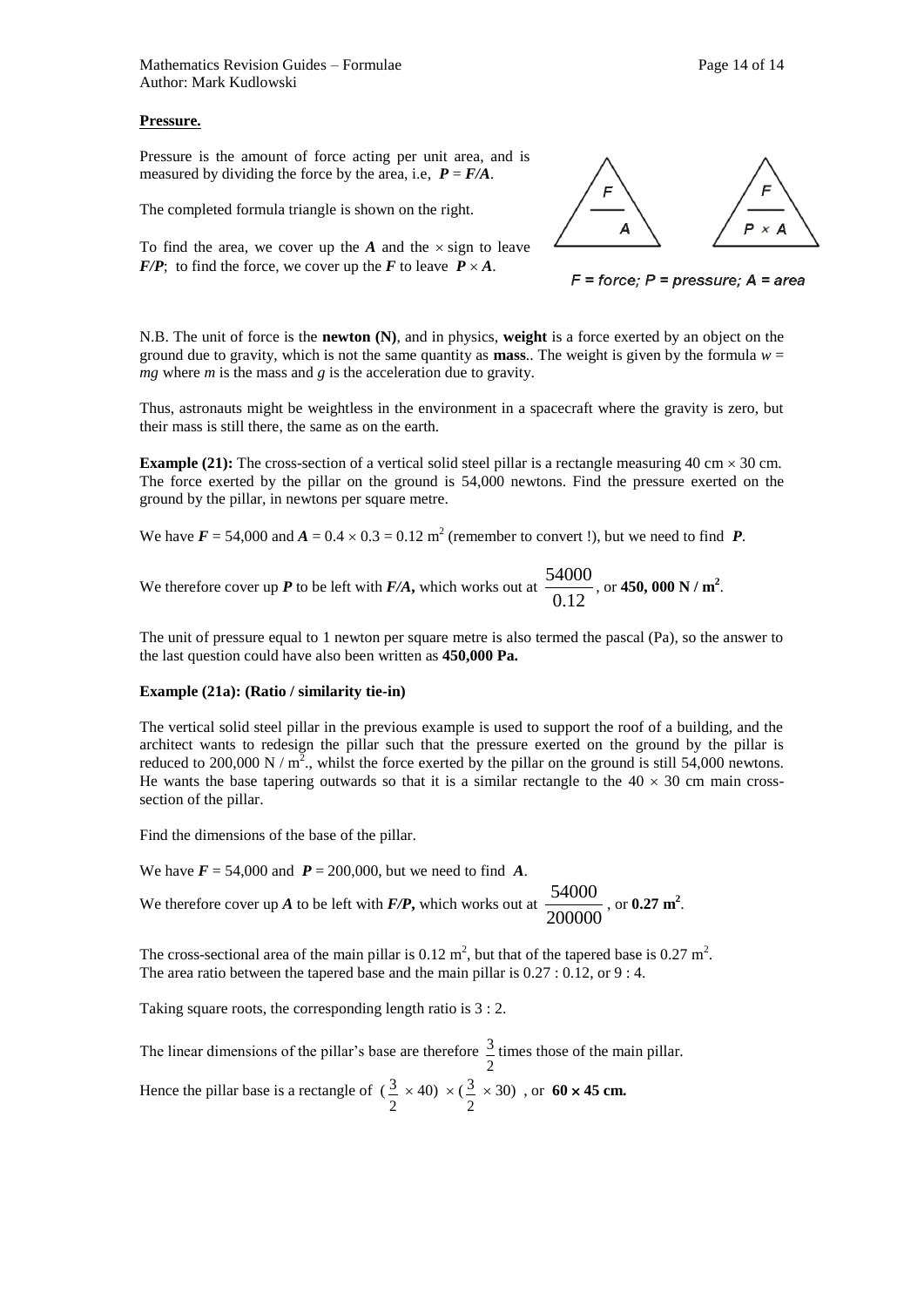**Pressure.**

Pressure is the amount of force acting per unit area, and is measured by dividing the force by the area, i.e, $\boldsymbol{P} = \boldsymbol{F}/\boldsymbol{A}$.

The completed formula triangle is shown on the right.

To find the area, we cover up the $\boldsymbol{A}$ and the $\times$ sign to leave $\boldsymbol{F}/\boldsymbol{P}$; to find the force, we cover up the $\boldsymbol{F}$ to leave $\boldsymbol{P} \times \boldsymbol{A}$.

F

A

F

P × A

*F = force; P = pressure; A = area*

N.B. The unit of force is the **newton (N)**, and in physics, **weight** is a force exerted by an object on the ground due to gravity, which is not the same quantity as **mass**.. The weight is given by the formula $w = mg$ where $m$ is the mass and $g$ is the acceleration due to gravity.

Thus, astronauts might be weightless in the environment in a spacecraft where the gravity is zero, but their mass is still there, the same as on the earth.

**Example (21):** The cross-section of a vertical solid steel pillar is a rectangle measuring 40 cm $\times$ 30 cm. The force exerted by the pillar on the ground is 54,000 newtons. Find the pressure exerted on the ground by the pillar, in newtons per square metre.

We have $\boldsymbol{F} = 54{,}000$ and $\boldsymbol{A} = 0.4 \times 0.3 = 0.12$ m$^2$ (remember to convert !), but we need to find $\boldsymbol{P}$.

We therefore cover up $\boldsymbol{P}$ to be left with $\boldsymbol{F}/\boldsymbol{A}$**,** which works out at $\dfrac{54000}{0.12}$, or **450, 000 N / m$^2$**.

The unit of pressure equal to 1 newton per square metre is also termed the pascal (Pa), so the answer to the last question could have also been written as **450,000 Pa.**

**Example (21a): (Ratio / similarity tie-in)**

The vertical solid steel pillar in the previous example is used to support the roof of a building, and the architect wants to redesign the pillar such that the pressure exerted on the ground by the pillar is reduced to 200,000 N / m$^2$., whilst the force exerted by the pillar on the ground is still 54,000 newtons. He wants the base tapering outwards so that it is a similar rectangle to the 40 $\times$ 30 cm main cross-section of the pillar.

Find the dimensions of the base of the pillar.

We have $\boldsymbol{F} = 54{,}000$ and $\boldsymbol{P} = 200{,}000$, but we need to find $\boldsymbol{A}$.

We therefore cover up $\boldsymbol{A}$ to be left with $\boldsymbol{F}/\boldsymbol{P}$**,** which works out at $\dfrac{54000}{200000}$, or **0.27 m$^2$**.

The cross-sectional area of the main pillar is 0.12 m$^2$, but that of the tapered base is 0.27 m$^2$. The area ratio between the tapered base and the main pillar is 0.27 : 0.12, or 9 : 4.

Taking square roots, the corresponding length ratio is 3 : 2.

The linear dimensions of the pillar's base are therefore $\dfrac{3}{2}$ times those of the main pillar.

Hence the pillar base is a rectangle of $(\dfrac{3}{2} \times 40) \times (\dfrac{3}{2} \times 30)$, or **60 $\times$ 45 cm.**